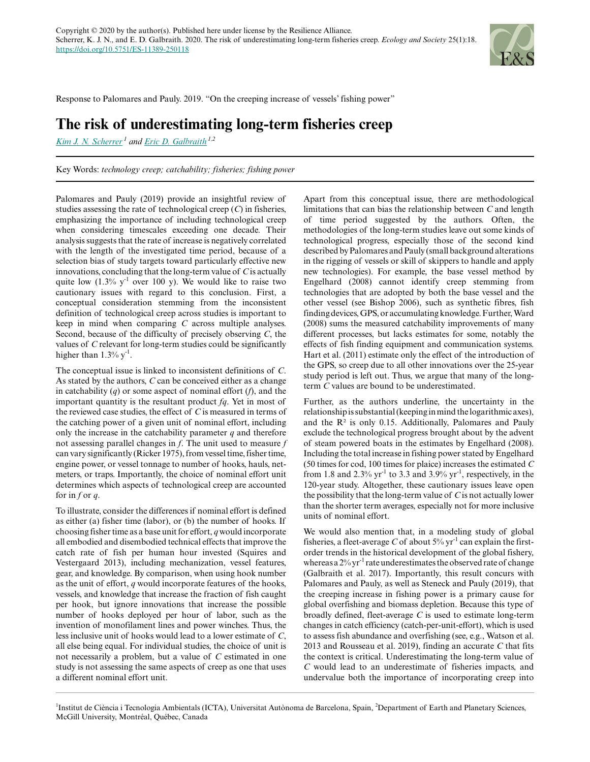Copyright © 2020 by the author(s). Published here under license by the Resilience Alliance.
Scherrer, K. J. N., and E. D. Galbraith. 2020. The risk of underestimating long-term fisheries creep. *Ecology and Society* 25(1):18.
https://doi.org/10.5751/ES-11389-250118

Response to Palomares and Pauly. 2019. "On the creeping increase of vessels' fishing power"

# The risk of underestimating long-term fisheries creep

*Kim J. N. Scherrer*[1] *and Eric D. Galbraith*[1,2]

Key Words: *technology creep; catchability; fisheries; fishing power*

Palomares and Pauly (2019) provide an insightful review of studies assessing the rate of technological creep (*C*) in fisheries, emphasizing the importance of including technological creep when considering timescales exceeding one decade. Their analysis suggests that the rate of increase is negatively correlated with the length of the investigated time period, because of a selection bias of study targets toward particularly effective new innovations, concluding that the long-term value of *C* is actually quite low (1.3% $y^{-1}$ over 100 y). We would like to raise two cautionary issues with regard to this conclusion. First, a conceptual consideration stemming from the inconsistent definition of technological creep across studies is important to keep in mind when comparing *C* across multiple analyses. Second, because of the difficulty of precisely observing *C*, the values of *C* relevant for long-term studies could be significantly higher than 1.3% $y^{-1}$.

The conceptual issue is linked to inconsistent definitions of *C*. As stated by the authors, *C* can be conceived either as a change in catchability (*q*) or some aspect of nominal effort (*f*), and the important quantity is the resultant product *fq*. Yet in most of the reviewed case studies, the effect of *C* is measured in terms of the catching power of a given unit of nominal effort, including only the increase in the catchability parameter *q* and therefore not assessing parallel changes in *f*. The unit used to measure *f* can vary significantly (Ricker 1975), from vessel time, fisher time, engine power, or vessel tonnage to number of hooks, hauls, net-meters, or traps. Importantly, the choice of nominal effort unit determines which aspects of technological creep are accounted for in *f* or *q*.

To illustrate, consider the differences if nominal effort is defined as either (a) fisher time (labor), or (b) the number of hooks. If choosing fisher time as a base unit for effort, *q* would incorporate all embodied and disembodied technical effects that improve the catch rate of fish per human hour invested (Squires and Vestergaard 2013), including mechanization, vessel features, gear, and knowledge. By comparison, when using hook number as the unit of effort, *q* would incorporate features of the hooks, vessels, and knowledge that increase the fraction of fish caught per hook, but ignore innovations that increase the possible number of hooks deployed per hour of labor, such as the invention of monofilament lines and power winches. Thus, the less inclusive unit of hooks would lead to a lower estimate of *C*, all else being equal. For individual studies, the choice of unit is not necessarily a problem, but a value of *C* estimated in one study is not assessing the same aspects of creep as one that uses a different nominal effort unit.

Apart from this conceptual issue, there are methodological limitations that can bias the relationship between *C* and length of time period suggested by the authors. Often, the methodologies of the long-term studies leave out some kinds of technological progress, especially those of the second kind described by Palomares and Pauly (small background alterations in the rigging of vessels or skill of skippers to handle and apply new technologies). For example, the base vessel method by Engelhard (2008) cannot identify creep stemming from technologies that are adopted by both the base vessel and the other vessel (see Bishop 2006), such as synthetic fibres, fish finding devices, GPS, or accumulating knowledge. Further, Ward (2008) sums the measured catchability improvements of many different processes, but lacks estimates for some, notably the effects of fish finding equipment and communication systems. Hart et al. (2011) estimate only the effect of the introduction of the GPS, so creep due to all other innovations over the 25-year study period is left out. Thus, we argue that many of the long-term *C* values are bound to be underestimated.

Further, as the authors underline, the uncertainty in the relationship is substantial (keeping in mind the logarithmic axes), and the $R^2$ is only 0.15. Additionally, Palomares and Pauly exclude the technological progress brought about by the advent of steam powered boats in the estimates by Engelhard (2008). Including the total increase in fishing power stated by Engelhard (50 times for cod, 100 times for plaice) increases the estimated *C* from 1.8 and 2.3% $yr^{-1}$ to 3.3 and 3.9% $yr^{-1}$, respectively, in the 120-year study. Altogether, these cautionary issues leave open the possibility that the long-term value of *C* is not actually lower than the shorter term averages, especially not for more inclusive units of nominal effort.

We would also mention that, in a modeling study of global fisheries, a fleet-average *C* of about 5% $yr^{-1}$ can explain the first-order trends in the historical development of the global fishery, whereas a 2% $yr^{-1}$ rate underestimates the observed rate of change (Galbraith et al. 2017). Importantly, this result concurs with Palomares and Pauly, as well as Steneck and Pauly (2019), that the creeping increase in fishing power is a primary cause for global overfishing and biomass depletion. Because this type of broadly defined, fleet-average *C* is used to estimate long-term changes in catch efficiency (catch-per-unit-effort), which is used to assess fish abundance and overfishing (see, e.g., Watson et al. 2013 and Rousseau et al. 2019), finding an accurate *C* that fits the context is critical. Underestimating the long-term value of *C* would lead to an underestimate of fisheries impacts, and undervalue both the importance of incorporating creep into

[1]Institut de Ciència i Tecnologia Ambientals (ICTA), Universitat Autònoma de Barcelona, Spain, [2]Department of Earth and Planetary Sciences, McGill University, Montréal, Québec, Canada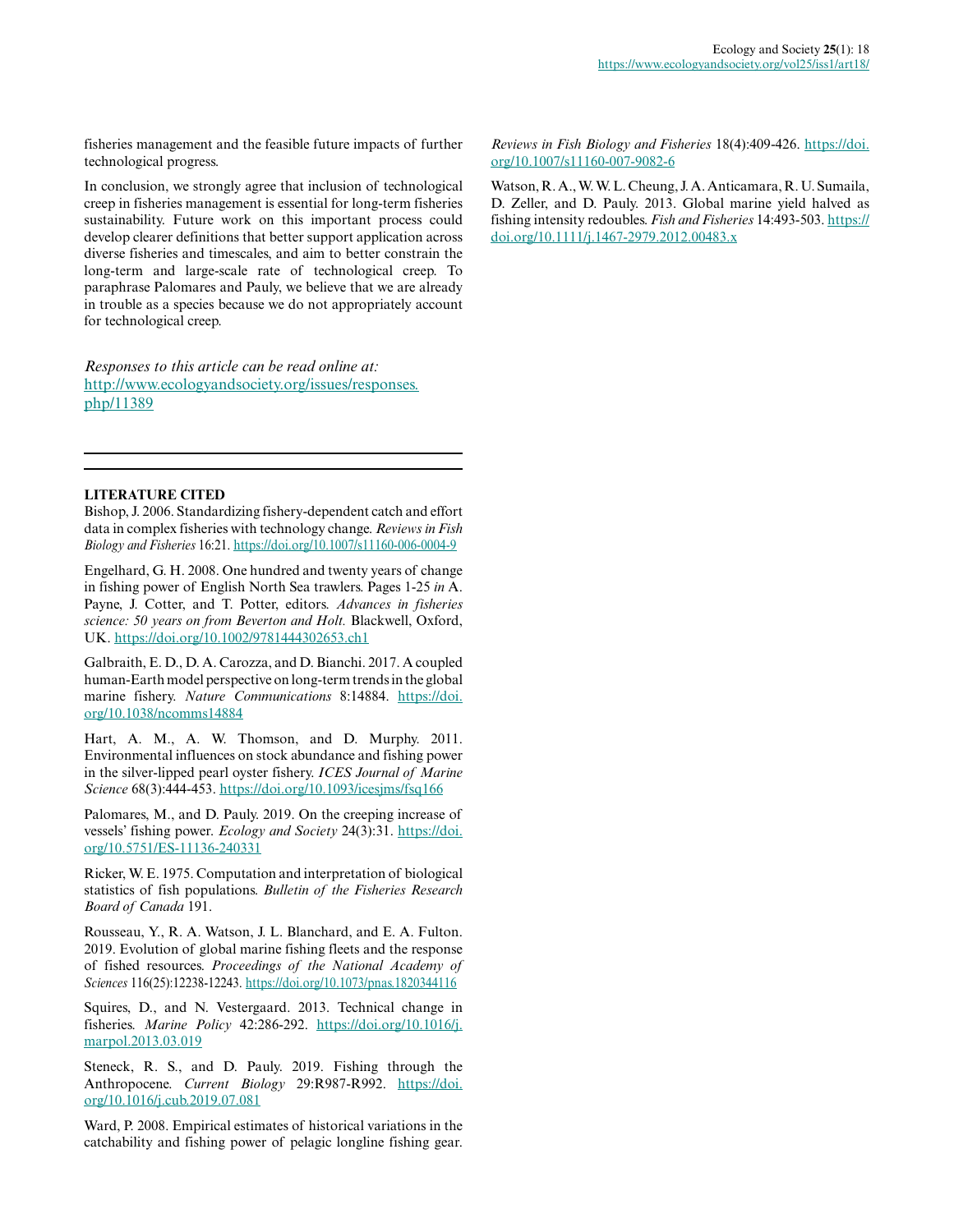fisheries management and the feasible future impacts of further technological progress.

In conclusion, we strongly agree that inclusion of technological creep in fisheries management is essential for long-term fisheries sustainability. Future work on this important process could develop clearer definitions that better support application across diverse fisheries and timescales, and aim to better constrain the long-term and large-scale rate of technological creep. To paraphrase Palomares and Pauly, we believe that we are already in trouble as a species because we do not appropriately account for technological creep.

*Responses to this article can be read online at:*
http://www.ecologyandsociety.org/issues/responses.php/11389

---

**LITERATURE CITED**

Bishop, J. 2006. Standardizing fishery-dependent catch and effort data in complex fisheries with technology change. *Reviews in Fish Biology and Fisheries* 16:21. https://doi.org/10.1007/s11160-006-0004-9

Engelhard, G. H. 2008. One hundred and twenty years of change in fishing power of English North Sea trawlers. Pages 1-25 *in* A. Payne, J. Cotter, and T. Potter, editors. *Advances in fisheries science: 50 years on from Beverton and Holt.* Blackwell, Oxford, UK. https://doi.org/10.1002/9781444302653.ch1

Galbraith, E. D., D. A. Carozza, and D. Bianchi. 2017. A coupled human-Earth model perspective on long-term trends in the global marine fishery. *Nature Communications* 8:14884. https://doi.org/10.1038/ncomms14884

Hart, A. M., A. W. Thomson, and D. Murphy. 2011. Environmental influences on stock abundance and fishing power in the silver-lipped pearl oyster fishery. *ICES Journal of Marine Science* 68(3):444-453. https://doi.org/10.1093/icesjms/fsq166

Palomares, M., and D. Pauly. 2019. On the creeping increase of vessels' fishing power. *Ecology and Society* 24(3):31. https://doi.org/10.5751/ES-11136-240331

Ricker, W. E. 1975. Computation and interpretation of biological statistics of fish populations. *Bulletin of the Fisheries Research Board of Canada* 191.

Rousseau, Y., R. A. Watson, J. L. Blanchard, and E. A. Fulton. 2019. Evolution of global marine fishing fleets and the response of fished resources. *Proceedings of the National Academy of Sciences* 116(25):12238-12243. https://doi.org/10.1073/pnas.1820344116

Squires, D., and N. Vestergaard. 2013. Technical change in fisheries. *Marine Policy* 42:286-292. https://doi.org/10.1016/j.marpol.2013.03.019

Steneck, R. S., and D. Pauly. 2019. Fishing through the Anthropocene. *Current Biology* 29:R987-R992. https://doi.org/10.1016/j.cub.2019.07.081

Ward, P. 2008. Empirical estimates of historical variations in the catchability and fishing power of pelagic longline fishing gear. *Reviews in Fish Biology and Fisheries* 18(4):409-426. https://doi.org/10.1007/s11160-007-9082-6

Watson, R. A., W. W. L. Cheung, J. A. Anticamara, R. U. Sumaila, D. Zeller, and D. Pauly. 2013. Global marine yield halved as fishing intensity redoubles. *Fish and Fisheries* 14:493-503. https://doi.org/10.1111/j.1467-2979.2012.00483.x